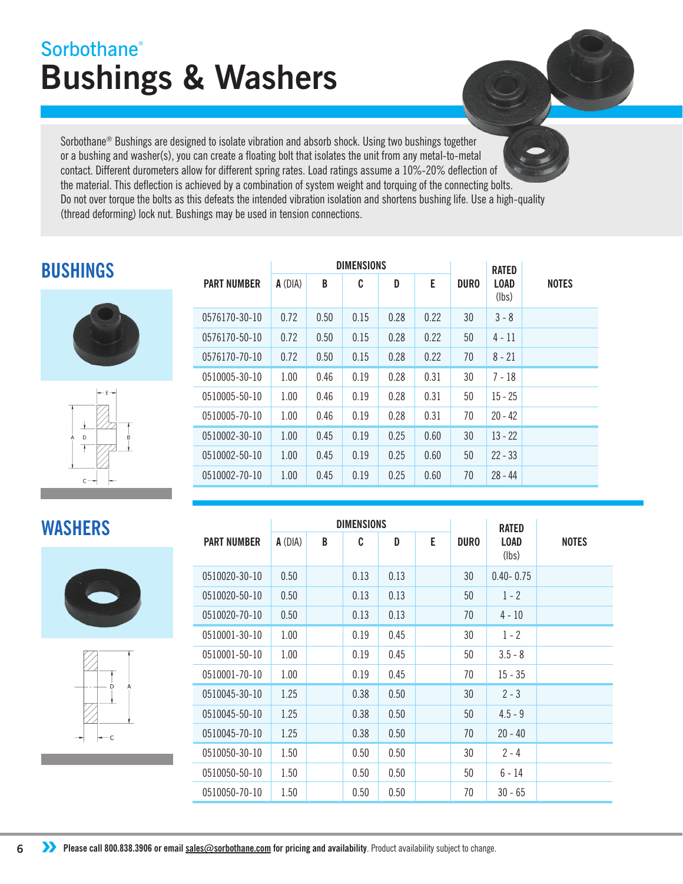Sorbothane®

# Bushings & Washers

Sorbothane® Bushings are designed to isolate vibration and absorb shock. Using two bushings together or a bushing and washer(s), you can create a floating bolt that isolates the unit from any metal-to-metal contact. Different durometers allow for different spring rates. Load ratings assume a 10%-20% deflection of the material. This deflection is achieved by a combination of system weight and torquing of the connecting bolts. Do not over torque the bolts as this defeats the intended vibration isolation and shortens bushing life. Use a high-quality (thread deforming) lock nut. Bushings may be used in tension connections.

## BUSHINGS

| PART NUMBER | DIMENSIONS | | | | | DURO | RATED LOAD (lbs) | NOTES |
|---|---|---|---|---|---|---|---|---|
| | A (DIA) | B | C | D | E | | | |
| 0576170-30-10 | 0.72 | 0.50 | 0.15 | 0.28 | 0.22 | 30 | 3 - 8 | |
| 0576170-50-10 | 0.72 | 0.50 | 0.15 | 0.28 | 0.22 | 50 | 4 - 11 | |
| 0576170-70-10 | 0.72 | 0.50 | 0.15 | 0.28 | 0.22 | 70 | 8 - 21 | |
| 0510005-30-10 | 1.00 | 0.46 | 0.19 | 0.28 | 0.31 | 30 | 7 - 18 | |
| 0510005-50-10 | 1.00 | 0.46 | 0.19 | 0.28 | 0.31 | 50 | 15 - 25 | |
| 0510005-70-10 | 1.00 | 0.46 | 0.19 | 0.28 | 0.31 | 70 | 20 - 42 | |
| 0510002-30-10 | 1.00 | 0.45 | 0.19 | 0.25 | 0.60 | 30 | 13 - 22 | |
| 0510002-50-10 | 1.00 | 0.45 | 0.19 | 0.25 | 0.60 | 50 | 22 - 33 | |
| 0510002-70-10 | 1.00 | 0.45 | 0.19 | 0.25 | 0.60 | 70 | 28 - 44 | |

## WASHERS

| PART NUMBER | DIMENSIONS | | | | | DURO | RATED LOAD (lbs) | NOTES |
|---|---|---|---|---|---|---|---|---|
| | A (DIA) | B | C | D | E | | | |
| 0510020-30-10 | 0.50 | | 0.13 | 0.13 | | 30 | 0.40- 0.75 | |
| 0510020-50-10 | 0.50 | | 0.13 | 0.13 | | 50 | 1 - 2 | |
| 0510020-70-10 | 0.50 | | 0.13 | 0.13 | | 70 | 4 - 10 | |
| 0510001-30-10 | 1.00 | | 0.19 | 0.45 | | 30 | 1 - 2 | |
| 0510001-50-10 | 1.00 | | 0.19 | 0.45 | | 50 | 3.5 - 8 | |
| 0510001-70-10 | 1.00 | | 0.19 | 0.45 | | 70 | 15 - 35 | |
| 0510045-30-10 | 1.25 | | 0.38 | 0.50 | | 30 | 2 - 3 | |
| 0510045-50-10 | 1.25 | | 0.38 | 0.50 | | 50 | 4.5 - 9 | |
| 0510045-70-10 | 1.25 | | 0.38 | 0.50 | | 70 | 20 - 40 | |
| 0510050-30-10 | 1.50 | | 0.50 | 0.50 | | 30 | 2 - 4 | |
| 0510050-50-10 | 1.50 | | 0.50 | 0.50 | | 50 | 6 - 14 | |
| 0510050-70-10 | 1.50 | | 0.50 | 0.50 | | 70 | 30 - 65 | |

**Please call 800.838.3906 or email sales@sorbothane.com for pricing and availability**. Product availability subject to change.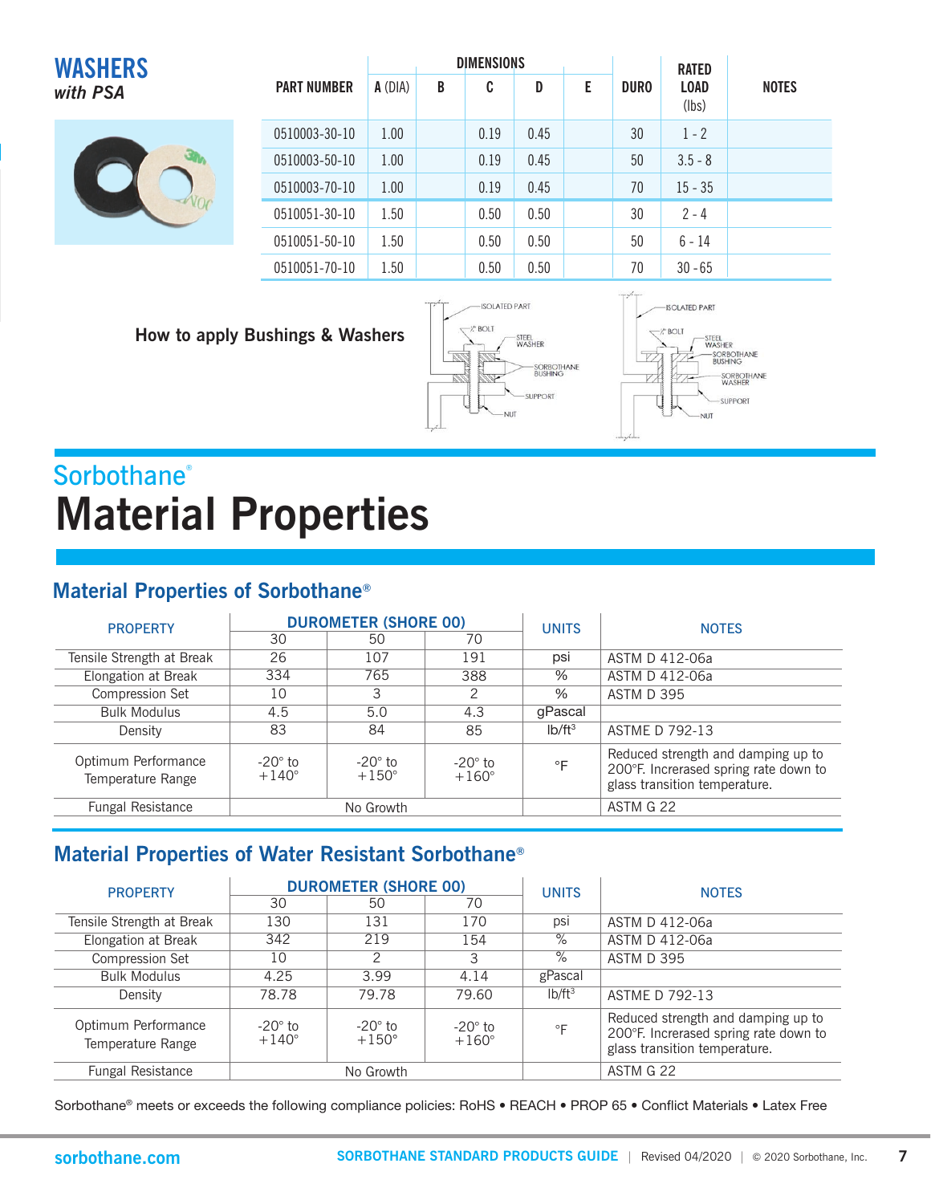## WASHERS
*with PSA*

| PART NUMBER | DIMENSIONS | | | | | DURO | RATED LOAD (lbs) | NOTES |
|---|---|---|---|---|---|---|---|---|
| | A (DIA) | B | C | D | E | | | |
| 0510003-30-10 | 1.00 | | 0.19 | 0.45 | | 30 | 1 - 2 | |
| 0510003-50-10 | 1.00 | | 0.19 | 0.45 | | 50 | 3.5 - 8 | |
| 0510003-70-10 | 1.00 | | 0.19 | 0.45 | | 70 | 15 - 35 | |
| 0510051-30-10 | 1.50 | | 0.50 | 0.50 | | 30 | 2 - 4 | |
| 0510051-50-10 | 1.50 | | 0.50 | 0.50 | | 50 | 6 - 14 | |
| 0510051-70-10 | 1.50 | | 0.50 | 0.50 | | 70 | 30 - 65 | |

**How to apply Bushings & Washers**

ISOLATED PART
BOLT
STEEL WASHER
SORBOTHANE BUSHING
SUPPORT
NUT

ISOLATED PART
BOLT
STEEL WASHER
SORBOTHANE BUSHING
SORBOTHANE WASHER
SUPPORT
NUT

# Sorbothane® Material Properties

## Material Properties of Sorbothane®

| PROPERTY | DUROMETER (SHORE 00) | | | UNITS | NOTES |
|---|---|---|---|---|---|
| | 30 | 50 | 70 | | |
| Tensile Strength at Break | 26 | 107 | 191 | psi | ASTM D 412-06a |
| Elongation at Break | 334 | 765 | 388 | % | ASTM D 412-06a |
| Compression Set | 10 | 3 | 2 | % | ASTM D 395 |
| Bulk Modulus | 4.5 | 5.0 | 4.3 | gPascal | |
| Density | 83 | 84 | 85 | lb/ft³ | ASTME D 792-13 |
| Optimum Performance Temperature Range | -20° to +140° | -20° to +150° | -20° to +160° | °F | Reduced strength and damping up to 200°F. Increrased spring rate down to glass transition temperature. |
| Fungal Resistance | No Growth | | | | ASTM G 22 |

## Material Properties of Water Resistant Sorbothane®

| PROPERTY | DUROMETER (SHORE 00) | | | UNITS | NOTES |
|---|---|---|---|---|---|
| | 30 | 50 | 70 | | |
| Tensile Strength at Break | 130 | 131 | 170 | psi | ASTM D 412-06a |
| Elongation at Break | 342 | 219 | 154 | % | ASTM D 412-06a |
| Compression Set | 10 | 2 | 3 | % | ASTM D 395 |
| Bulk Modulus | 4.25 | 3.99 | 4.14 | gPascal | |
| Density | 78.78 | 79.78 | 79.60 | lb/ft³ | ASTME D 792-13 |
| Optimum Performance Temperature Range | -20° to +140° | -20° to +150° | -20° to +160° | °F | Reduced strength and damping up to 200°F. Increrased spring rate down to glass transition temperature. |
| Fungal Resistance | No Growth | | | | ASTM G 22 |

Sorbothane® meets or exceeds the following compliance policies: RoHS • REACH • PROP 65 • Conflict Materials • Latex Free